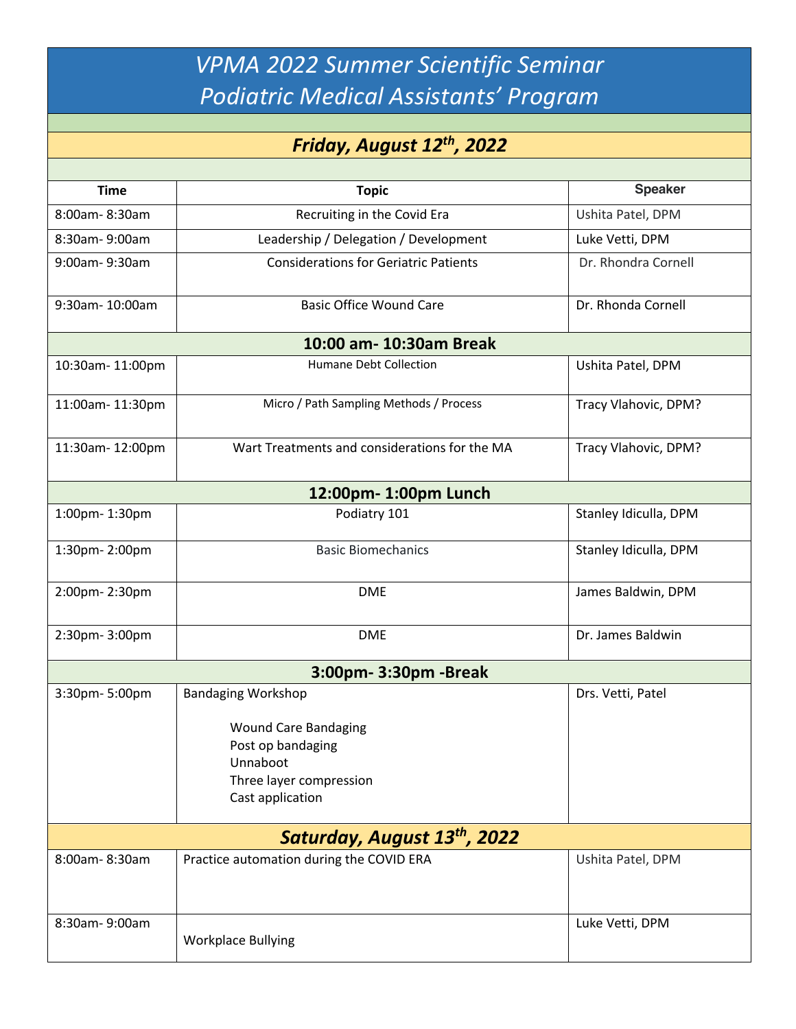# *VPMA 2022 Summer Scientific Seminar*
# *Podiatric Medical Assistants' Program*

## ***Friday, August 12th, 2022***

| Time | Topic | Speaker |
|---|---|---|
| 8:00am- 8:30am | Recruiting in the Covid Era | Ushita Patel, DPM |
| 8:30am- 9:00am | Leadership / Delegation / Development | Luke Vetti, DPM |
| 9:00am- 9:30am | Considerations for Geriatric Patients | Dr. Rhondra Cornell |
| 9:30am- 10:00am | Basic Office Wound Care | Dr. Rhonda Cornell |
| **10:00 am- 10:30am Break** | | |
| 10:30am- 11:00pm | Humane Debt Collection | Ushita Patel, DPM |
| 11:00am- 11:30pm | Micro / Path Sampling Methods / Process | Tracy Vlahovic, DPM? |
| 11:30am- 12:00pm | Wart Treatments and considerations for the MA | Tracy Vlahovic, DPM? |
| **12:00pm- 1:00pm Lunch** | | |
| 1:00pm- 1:30pm | Podiatry 101 | Stanley Idiculla, DPM |
| 1:30pm- 2:00pm | Basic Biomechanics | Stanley Idiculla, DPM |
| 2:00pm- 2:30pm | DME | James Baldwin, DPM |
| 2:30pm- 3:00pm | DME | Dr. James Baldwin |
| **3:00pm- 3:30pm -Break** | | |
| 3:30pm- 5:00pm | Bandaging Workshop<br>Wound Care Bandaging<br>Post op bandaging<br>Unnaboot<br>Three layer compression<br>Cast application | Drs. Vetti, Patel |

## ***Saturday, August 13th, 2022***

| Time | Topic | Speaker |
|---|---|---|
| 8:00am- 8:30am | Practice automation during the COVID ERA | Ushita Patel, DPM |
| 8:30am- 9:00am | Workplace Bullying | Luke Vetti, DPM |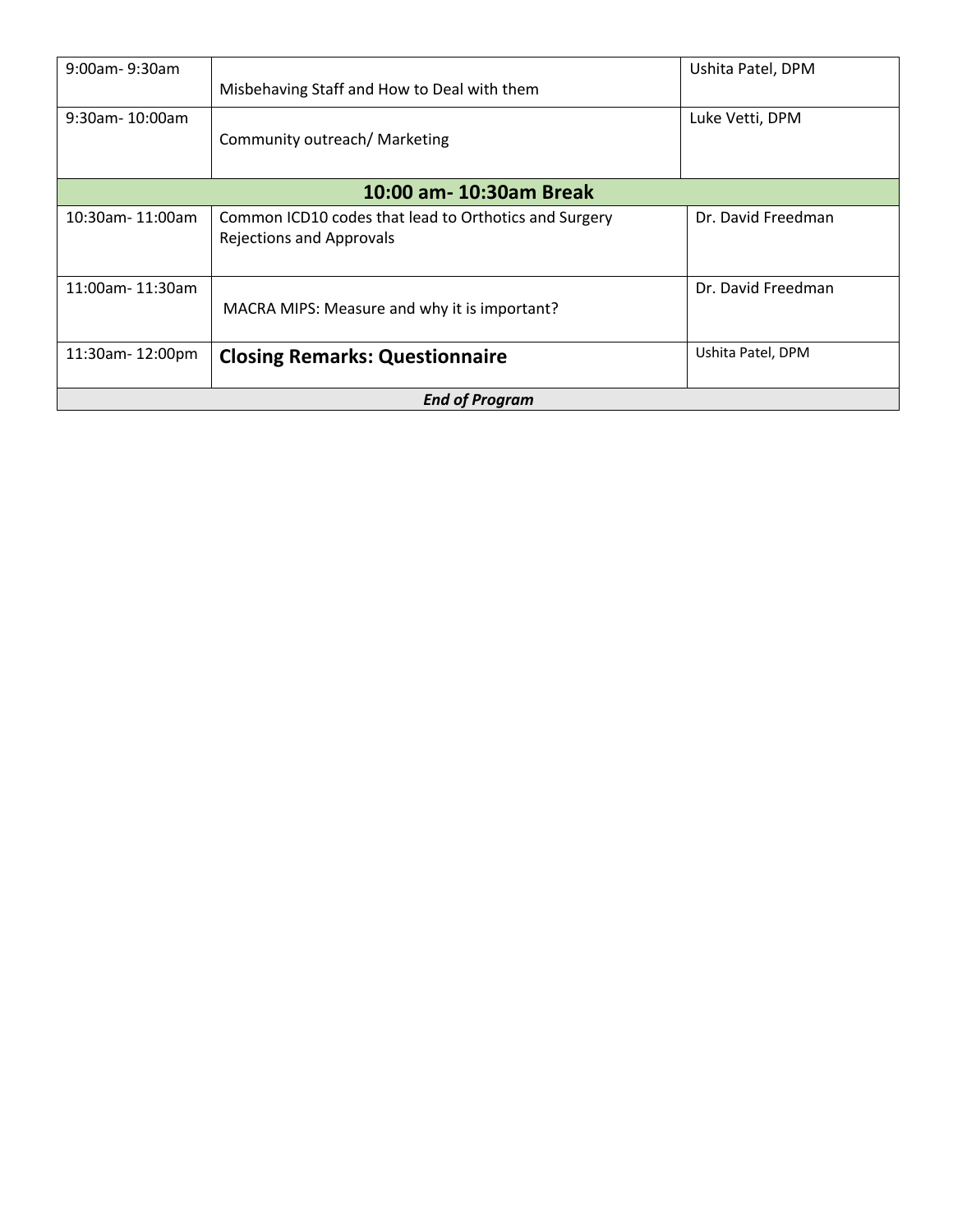| | | |
|---|---|---|
| 9:00am- 9:30am | Misbehaving Staff and How to Deal with them | Ushita Patel, DPM |
| 9:30am- 10:00am | Community outreach/ Marketing | Luke Vetti, DPM |
| **10:00 am- 10:30am Break** | | |
| 10:30am- 11:00am | Common ICD10 codes that lead to Orthotics and Surgery Rejections and Approvals | Dr. David Freedman |
| 11:00am- 11:30am | MACRA MIPS: Measure and why it is important? | Dr. David Freedman |
| 11:30am- 12:00pm | **Closing Remarks: Questionnaire** | Ushita Patel, DPM |
| ***End of Program*** | | |